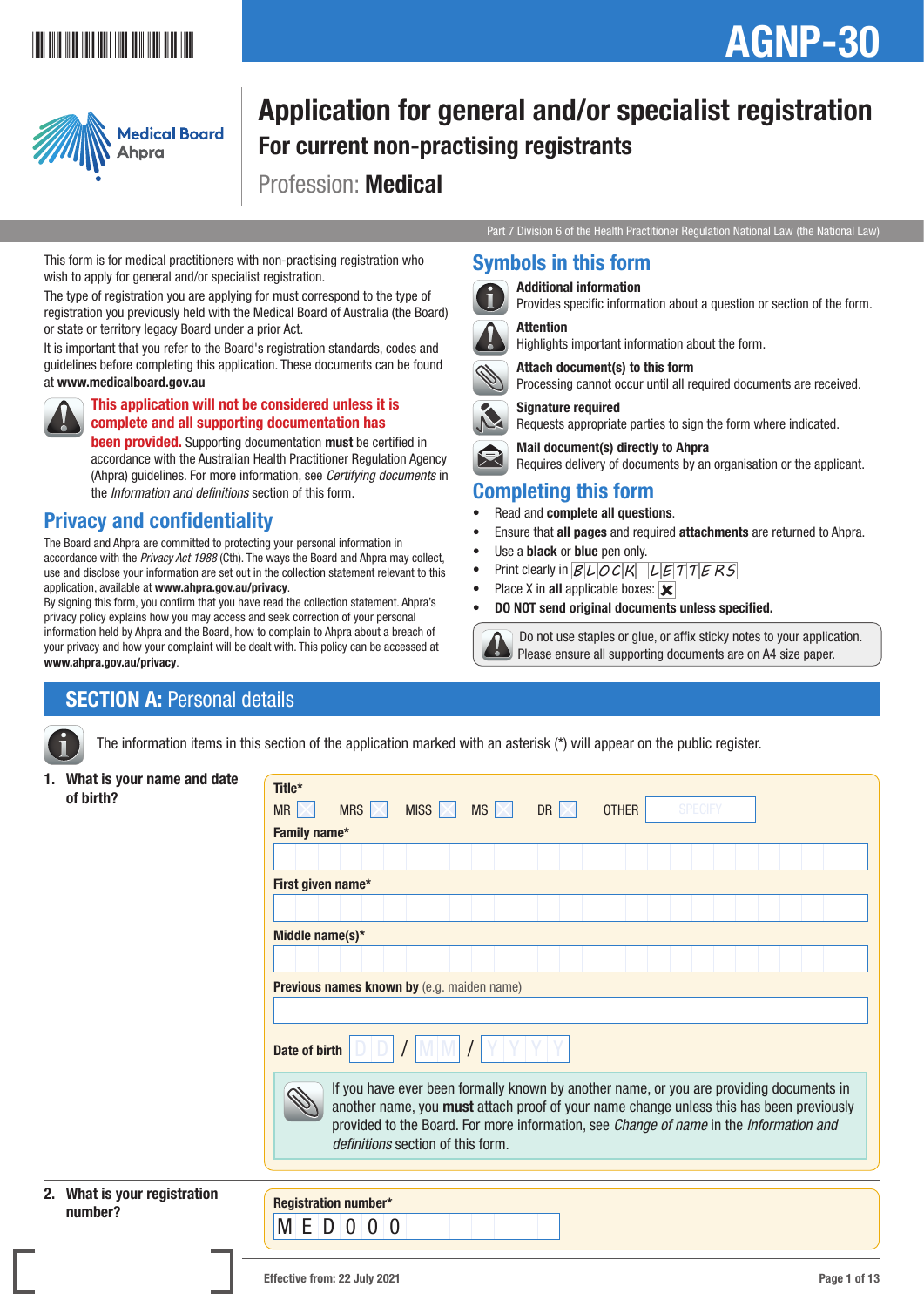# AGNP-30

Medical Board Ahpra

# Application for general and/or specialist registration

## For current non-practising registrants

Profession: **Medical**

Part 7 Division 6 of the Health Practitioner Regulation National Law (the National Law)

This form is for medical practitioners with non-practising registration who wish to apply for general and/or specialist registration.

The type of registration you are applying for must correspond to the type of registration you previously held with the Medical Board of Australia (the Board) or state or territory legacy Board under a prior Act.

It is important that you refer to the Board's registration standards, codes and guidelines before completing this application. These documents can be found at **www.medicalboard.gov.au**

**This application will not be considered unless it is complete and all supporting documentation has been provided.** Supporting documentation **must** be certified in accordance with the Australian Health Practitioner Regulation Agency (Ahpra) guidelines. For more information, see *Certifying documents* in the *Information and definitions* section of this form.

## Privacy and confidentiality

The Board and Ahpra are committed to protecting your personal information in accordance with the *Privacy Act 1988* (Cth). The ways the Board and Ahpra may collect, use and disclose your information are set out in the collection statement relevant to this application, available at **www.ahpra.gov.au/privacy**.

By signing this form, you confirm that you have read the collection statement. Ahpra's privacy policy explains how you may access and seek correction of your personal information held by Ahpra and the Board, how to complain to Ahpra about a breach of your privacy and how your complaint will be dealt with. This policy can be accessed at **www.ahpra.gov.au/privacy**.

## Symbols in this form

**Additional information**
Provides specific information about a question or section of the form.

**Attention**
Highlights important information about the form.

**Attach document(s) to this form**
Processing cannot occur until all required documents are received.

**Signature required**
Requests appropriate parties to sign the form where indicated.

**Mail document(s) directly to Ahpra**
Requires delivery of documents by an organisation or the applicant.

## Completing this form

- Read and **complete all questions**.
- Ensure that **all pages** and required **attachments** are returned to Ahpra.
- Use a **black** or **blue** pen only.
- Print clearly in BLOCK LETTERS
- Place X in **all** applicable boxes: ☒
- **DO NOT send original documents unless specified.**

Do not use staples or glue, or affix sticky notes to your application. Please ensure all supporting documents are on A4 size paper.

## SECTION A: Personal details

The information items in this section of the application marked with an asterisk (*) will appear on the public register.

**1. What is your name and date of birth?**

**Title***
MR ☐ MRS ☐ MISS ☐ MS ☐ DR ☐ OTHER ______ (SPECIFY)

**Family name***

**First given name***

**Middle name(s)***

**Previous names known by** (e.g. maiden name)

**Date of birth** DD / MM / YYYY

If you have ever been formally known by another name, or you are providing documents in another name, you **must** attach proof of your name change unless this has been previously provided to the Board. For more information, see *Change of name* in the *Information and definitions* section of this form.

**2. What is your registration number?**

**Registration number***
MED000

Effective from: 22 July 2021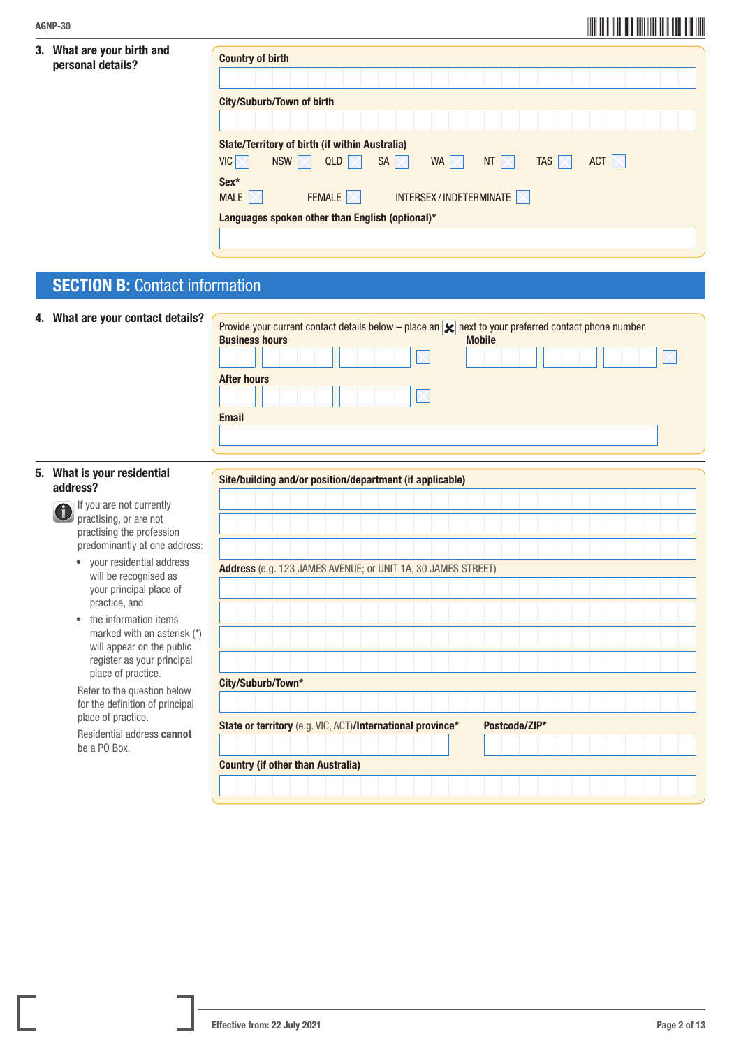### 3. What are your birth and personal details?

**Country of birth**

**City/Suburb/Town of birth**

**State/Territory of birth (if within Australia)**

VIC ☐ NSW ☐ QLD ☐ SA ☐ WA ☐ NT ☐ TAS ☐ ACT ☐

**Sex***

MALE ☐ FEMALE ☐ INTERSEX / INDETERMINATE ☐

**Languages spoken other than English (optional)***

## SECTION B: Contact information

### 4. What are your contact details?

Provide your current contact details below – place an ☒ next to your preferred contact phone number.

**Business hours** ☐

**Mobile** ☐

**After hours** ☐

**Email**

### 5. What is your residential address?

If you are not currently practising, or are not practising the profession predominantly at one address:

- your residential address will be recognised as your principal place of practice, and
- the information items marked with an asterisk (*) will appear on the public register as your principal place of practice.

Refer to the question below for the definition of principal place of practice.

Residential address **cannot** be a PO Box.

**Site/building and/or position/department (if applicable)**

**Address** (e.g. 123 JAMES AVENUE; or UNIT 1A, 30 JAMES STREET)

**City/Suburb/Town***

**State or territory** (e.g. VIC, ACT)**/International province***

**Postcode/ZIP***

**Country (if other than Australia)**

Effective from: 22 July 2021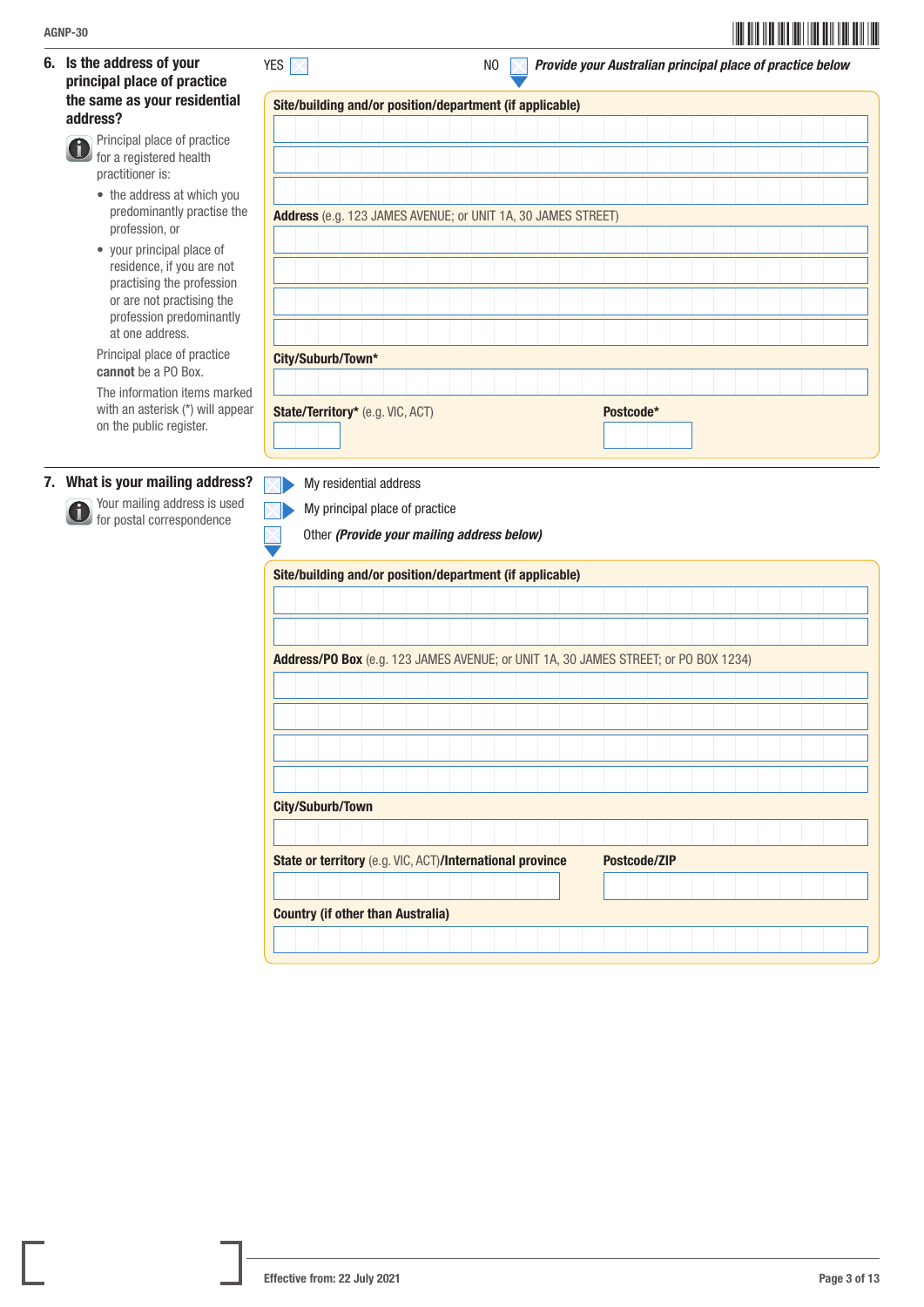## 6. Is the address of your principal place of practice the same as your residential address?

Principal place of practice for a registered health practitioner is:

- the address at which you predominantly practise the profession, or
- your principal place of residence, if you are not practising the profession or are not practising the profession predominantly at one address.

Principal place of practice **cannot** be a PO Box.

The information items marked with an asterisk (*) will appear on the public register.

YES ☐ NO ☐ ***Provide your Australian principal place of practice below***

**Site/building and/or position/department (if applicable)**

**Address** (e.g. 123 JAMES AVENUE; or UNIT 1A, 30 JAMES STREET)

**City/Suburb/Town***

**State/Territory*** (e.g. VIC, ACT) **Postcode***

## 7. What is your mailing address?

Your mailing address is used for postal correspondence

☐ My residential address

☐ My principal place of practice

☐ Other ***(Provide your mailing address below)***

**Site/building and/or position/department (if applicable)**

**Address/PO Box** (e.g. 123 JAMES AVENUE; or UNIT 1A, 30 JAMES STREET; or PO BOX 1234)

**City/Suburb/Town**

**State or territory** (e.g. VIC, ACT)**/International province** **Postcode/ZIP**

**Country (if other than Australia)**

Effective from: 22 July 2021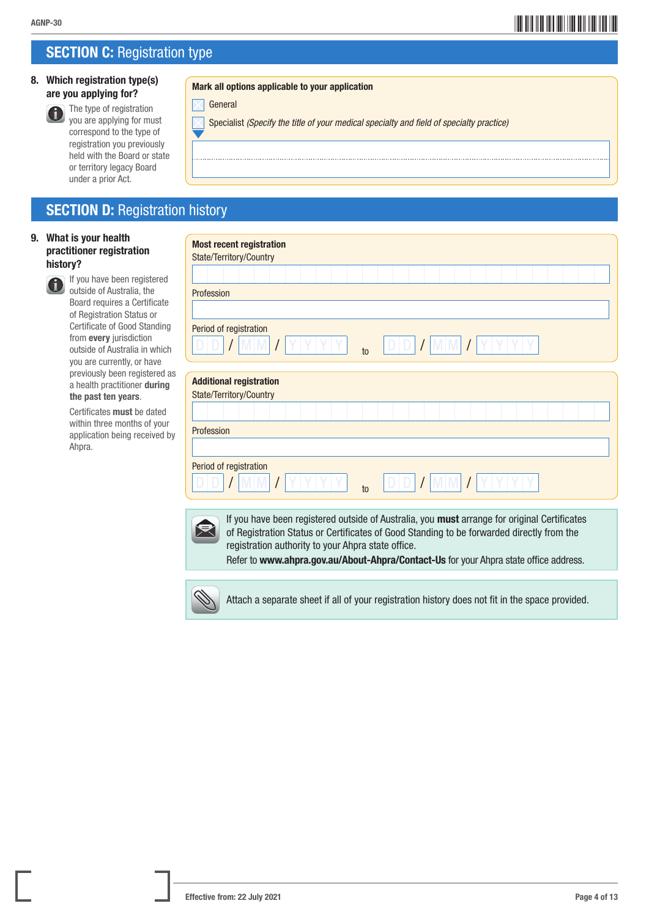## SECTION C: Registration type

**8. Which registration type(s) are you applying for?**

The type of registration you are applying for must correspond to the type of registration you previously held with the Board or state or territory legacy Board under a prior Act.

**Mark all options applicable to your application**

- ☐ General
- ☐ Specialist *(Specify the title of your medical specialty and field of specialty practice)*

_______________________________________________

_______________________________________________

## SECTION D: Registration history

**9. What is your health practitioner registration history?**

If you have been registered outside of Australia, the Board requires a Certificate of Registration Status or Certificate of Good Standing from **every** jurisdiction outside of Australia in which you are currently, or have previously been registered as a health practitioner **during the past ten years**.

Certificates **must** be dated within three months of your application being received by Ahpra.

**Most recent registration**

State/Territory/Country

_______________________________________________

Profession

_______________________________________________

Period of registration

DD / MM / YYYY to DD / MM / YYYY

**Additional registration**

State/Territory/Country

_______________________________________________

Profession

_______________________________________________

Period of registration

DD / MM / YYYY to DD / MM / YYYY

If you have been registered outside of Australia, you **must** arrange for original Certificates of Registration Status or Certificates of Good Standing to be forwarded directly from the registration authority to your Ahpra state office.
Refer to **www.ahpra.gov.au/About-Ahpra/Contact-Us** for your Ahpra state office address.

Attach a separate sheet if all of your registration history does not fit in the space provided.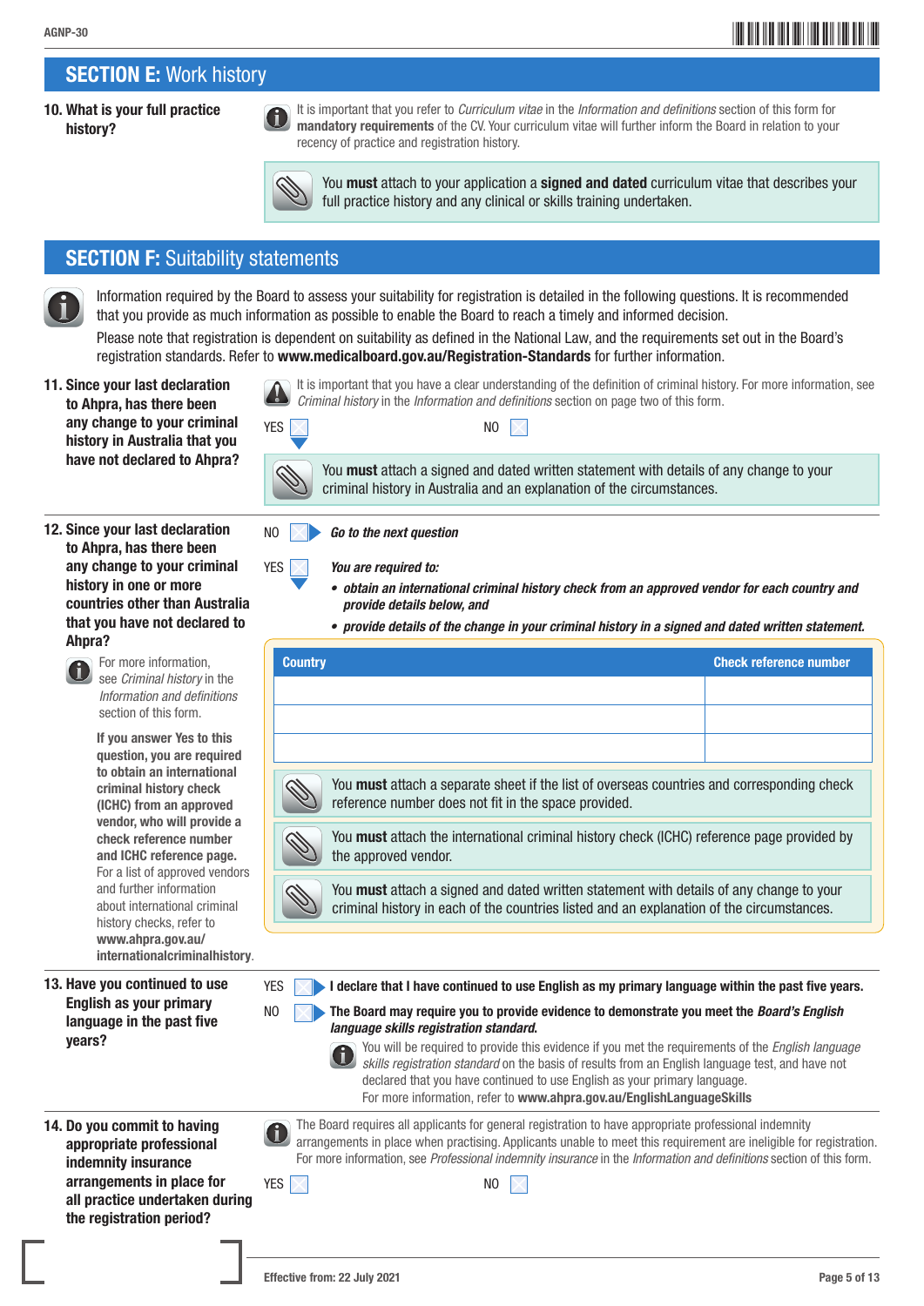## SECTION E: Work history

**10. What is your full practice history?**

It is important that you refer to *Curriculum vitae* in the *Information and definitions* section of this form for **mandatory requirements** of the CV. Your curriculum vitae will further inform the Board in relation to your recency of practice and registration history.

You **must** attach to your application a **signed and dated** curriculum vitae that describes your full practice history and any clinical or skills training undertaken.

## SECTION F: Suitability statements

Information required by the Board to assess your suitability for registration is detailed in the following questions. It is recommended that you provide as much information as possible to enable the Board to reach a timely and informed decision.

Please note that registration is dependent on suitability as defined in the National Law, and the requirements set out in the Board's registration standards. Refer to **www.medicalboard.gov.au/Registration-Standards** for further information.

**11. Since your last declaration to Ahpra, has there been any change to your criminal history in Australia that you have not declared to Ahpra?**

It is important that you have a clear understanding of the definition of criminal history. For more information, see *Criminal history* in the *Information and definitions* section on page two of this form.

YES ☐ NO ☐

You **must** attach a signed and dated written statement with details of any change to your criminal history in Australia and an explanation of the circumstances.

**12. Since your last declaration to Ahpra, has there been any change to your criminal history in one or more countries other than Australia that you have not declared to Ahpra?**

For more information, see *Criminal history* in the *Information and definitions* section of this form.

**If you answer Yes to this question, you are required to obtain an international criminal history check (ICHC) from an approved vendor, who will provide a check reference number and ICHC reference page.** For a list of approved vendors and further information about international criminal history checks, refer to **www.ahpra.gov.au/internationalcriminalhistory**.

NO ☐ ***Go to the next question***

YES ☐ ***You are required to:***

- ***obtain an international criminal history check from an approved vendor for each country and provide details below, and***
- ***provide details of the change in your criminal history in a signed and dated written statement.***

| Country | Check reference number |
|---|---|
| | |
| | |
| | |

You **must** attach a separate sheet if the list of overseas countries and corresponding check reference number does not fit in the space provided.

You **must** attach the international criminal history check (ICHC) reference page provided by the approved vendor.

You **must** attach a signed and dated written statement with details of any change to your criminal history in each of the countries listed and an explanation of the circumstances.

**13. Have you continued to use English as your primary language in the past five years?**

YES ☐ **I declare that I have continued to use English as my primary language within the past five years.**

NO ☐ **The Board may require you to provide evidence to demonstrate you meet the *Board's English language skills registration standard*.**

You will be required to provide this evidence if you met the requirements of the *English language skills registration standard* on the basis of results from an English language test, and have not declared that you have continued to use English as your primary language.
For more information, refer to **www.ahpra.gov.au/EnglishLanguageSkills**

**14. Do you commit to having appropriate professional indemnity insurance arrangements in place for all practice undertaken during the registration period?**

The Board requires all applicants for general registration to have appropriate professional indemnity arrangements in place when practising. Applicants unable to meet this requirement are ineligible for registration. For more information, see *Professional indemnity insurance* in the *Information and definitions* section of this form.

YES ☐ NO ☐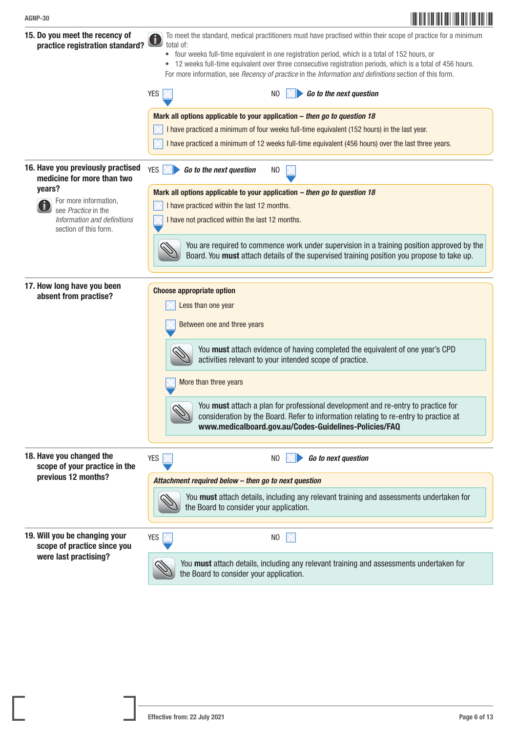## 15. Do you meet the recency of practice registration standard?

To meet the standard, medical practitioners must have practised within their scope of practice for a minimum total of:

- four weeks full-time equivalent in one registration period, which is a total of 152 hours, or
- 12 weeks full-time equivalent over three consecutive registration periods, which is a total of 456 hours.

For more information, see *Recency of practice* in the *Information and definitions* section of this form.

YES ☐ NO ☐ ***Go to the next question***

**Mark all options applicable to your application –** ***then go to question 18***

☐ I have practiced a minimum of four weeks full-time equivalent (152 hours) in the last year.

☐ I have practiced a minimum of 12 weeks full-time equivalent (456 hours) over the last three years.

## 16. Have you previously practised medicine for more than two years?

For more information, see *Practice* in the *Information and definitions* section of this form.

YES ☐ ***Go to the next question*** NO ☐

**Mark all options applicable to your application –** ***then go to question 18***

☐ I have practiced within the last 12 months.

☐ I have not practiced within the last 12 months.

You are required to commence work under supervision in a training position approved by the Board. You **must** attach details of the supervised training position you propose to take up.

## 17. How long have you been absent from practise?

**Choose appropriate option**

☐ Less than one year

☐ Between one and three years

You **must** attach evidence of having completed the equivalent of one year's CPD activities relevant to your intended scope of practice.

☐ More than three years

You **must** attach a plan for professional development and re-entry to practice for consideration by the Board. Refer to information relating to re-entry to practice at **www.medicalboard.gov.au/Codes-Guidelines-Policies/FAQ**

## 18. Have you changed the scope of your practice in the previous 12 months?

YES ☐ NO ☐ ***Go to next question***

***Attachment required below – then go to next question***

You **must** attach details, including any relevant training and assessments undertaken for the Board to consider your application.

## 19. Will you be changing your scope of practice since you were last practising?

YES ☐ NO ☐

You **must** attach details, including any relevant training and assessments undertaken for the Board to consider your application.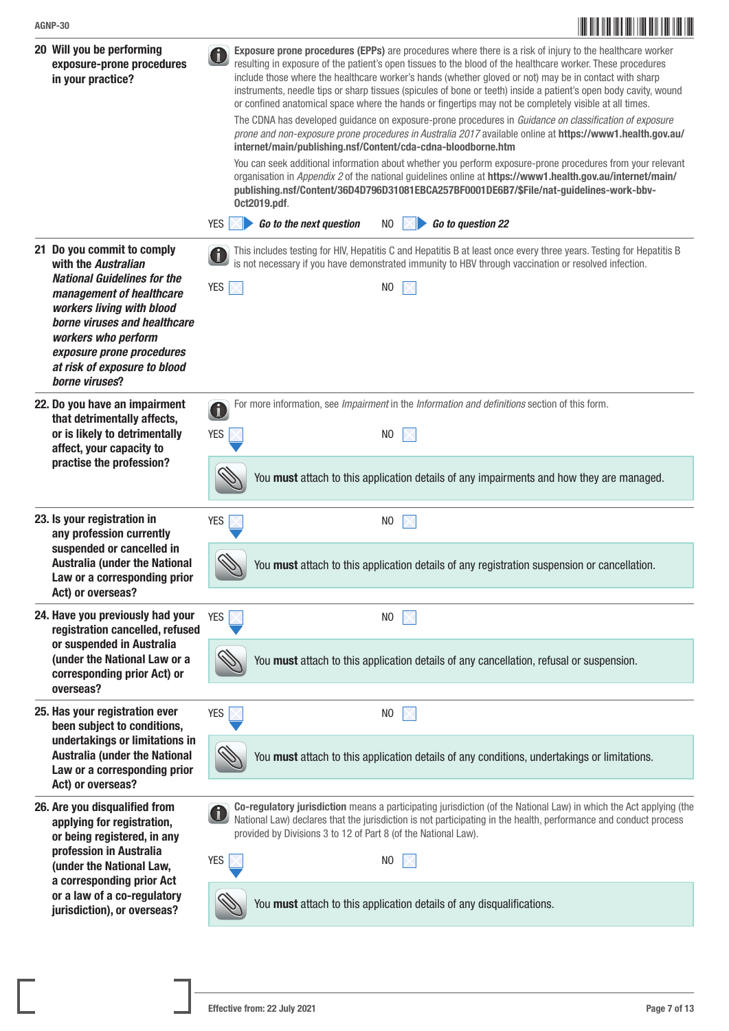**20 Will you be performing exposure-prone procedures in your practice?**

**Exposure prone procedures (EPPs)** are procedures where there is a risk of injury to the healthcare worker resulting in exposure of the patient's open tissues to the blood of the healthcare worker. These procedures include those where the healthcare worker's hands (whether gloved or not) may be in contact with sharp instruments, needle tips or sharp tissues (spicules of bone or teeth) inside a patient's open body cavity, wound or confined anatomical space where the hands or fingertips may not be completely visible at all times.

The CDNA has developed guidance on exposure-prone procedures in *Guidance on classification of exposure prone and non-exposure prone procedures in Australia 2017* available online at **https://www1.health.gov.au/internet/main/publishing.nsf/Content/cda-cdna-bloodborne.htm**

You can seek additional information about whether you perform exposure-prone procedures from your relevant organisation in *Appendix 2* of the national guidelines online at **https://www1.health.gov.au/internet/main/publishing.nsf/Content/36D4D796D31081EBCA257BF0001DE6B7/$File/nat-guidelines-work-bbv-Oct2019.pdf**.

YES ☐ ***Go to the next question*** NO ☐ ***Go to question 22***

**21 Do you commit to comply with the *Australian National Guidelines for the management of healthcare workers living with blood borne viruses and healthcare workers who perform exposure prone procedures at risk of exposure to blood borne viruses*?**

This includes testing for HIV, Hepatitis C and Hepatitis B at least once every three years. Testing for Hepatitis B is not necessary if you have demonstrated immunity to HBV through vaccination or resolved infection.

YES ☐ NO ☐

**22. Do you have an impairment that detrimentally affects, or is likely to detrimentally affect, your capacity to practise the profession?**

For more information, see *Impairment* in the *Information and definitions* section of this form.

YES ☐ NO ☐

You **must** attach to this application details of any impairments and how they are managed.

**23. Is your registration in any profession currently suspended or cancelled in Australia (under the National Law or a corresponding prior Act) or overseas?**

YES ☐ NO ☐

You **must** attach to this application details of any registration suspension or cancellation.

**24. Have you previously had your registration cancelled, refused or suspended in Australia (under the National Law or a corresponding prior Act) or overseas?**

YES ☐ NO ☐

You **must** attach to this application details of any cancellation, refusal or suspension.

**25. Has your registration ever been subject to conditions, undertakings or limitations in Australia (under the National Law or a corresponding prior Act) or overseas?**

YES ☐ NO ☐

You **must** attach to this application details of any conditions, undertakings or limitations.

**26. Are you disqualified from applying for registration, or being registered, in any profession in Australia (under the National Law, a corresponding prior Act or a law of a co-regulatory jurisdiction), or overseas?**

**Co-regulatory jurisdiction** means a participating jurisdiction (of the National Law) in which the Act applying (the National Law) declares that the jurisdiction is not participating in the health, performance and conduct process provided by Divisions 3 to 12 of Part 8 (of the National Law).

YES ☐ NO ☐

You **must** attach to this application details of any disqualifications.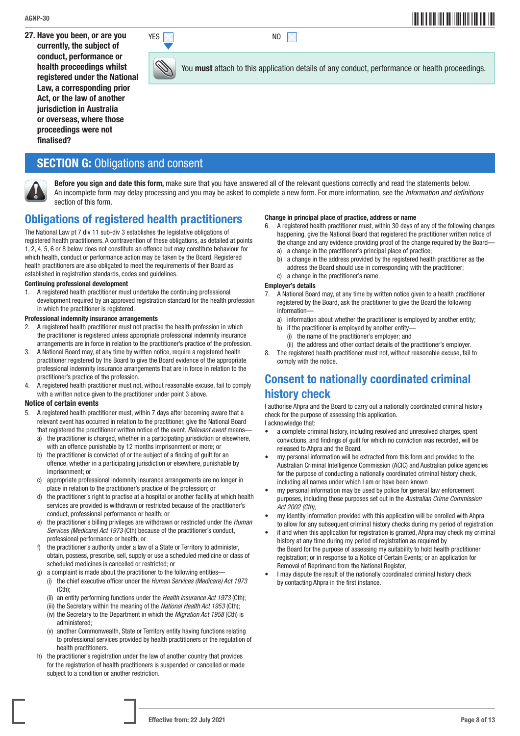**27. Have you been, or are you currently, the subject of conduct, performance or health proceedings whilst registered under the National Law, a corresponding prior Act, or the law of another jurisdiction in Australia or overseas, where those proceedings were not finalised?**

YES ☐ NO ☐

You **must** attach to this application details of any conduct, performance or health proceedings.

## SECTION G: Obligations and consent

**Before you sign and date this form,** make sure that you have answered all of the relevant questions correctly and read the statements below. An incomplete form may delay processing and you may be asked to complete a new form. For more information, see the *Information and definitions* section of this form.

### Obligations of registered health practitioners

The National Law pt 7 div 11 sub-div 3 establishes the legislative obligations of registered health practitioners. A contravention of these obligations, as detailed at points 1, 2, 4, 5, 6 or 8 below does not constitute an offence but may constitute behaviour for which health, conduct or performance action may be taken by the Board. Registered health practitioners are also obligated to meet the requirements of their Board as established in registration standards, codes and guidelines.

**Continuing professional development**

1. A registered health practitioner must undertake the continuing professional development required by an approved registration standard for the health profession in which the practitioner is registered.

**Professional indemnity insurance arrangements**

2. A registered health practitioner must not practise the health profession in which the practitioner is registered unless appropriate professional indemnity insurance arrangements are in force in relation to the practitioner's practice of the profession.
3. A National Board may, at any time by written notice, require a registered health practitioner registered by the Board to give the Board evidence of the appropriate professional indemnity insurance arrangements that are in force in relation to the practitioner's practice of the profession.
4. A registered health practitioner must not, without reasonable excuse, fail to comply with a written notice given to the practitioner under point 3 above.

**Notice of certain events**

5. A registered health practitioner must, within 7 days after becoming aware that a relevant event has occurred in relation to the practitioner, give the National Board that registered the practitioner written notice of the event. *Relevant event* means—
   a) the practitioner is charged, whether in a participating jurisdiction or elsewhere, with an offence punishable by 12 months imprisonment or more; or
   b) the practitioner is convicted of or the subject of a finding of guilt for an offence, whether in a participating jurisdiction or elsewhere, punishable by imprisonment; or
   c) appropriate professional indemnity insurance arrangements are no longer in place in relation to the practitioner's practice of the profession; or
   d) the practitioner's right to practise at a hospital or another facility at which health services are provided is withdrawn or restricted because of the practitioner's conduct, professional performance or health; or
   e) the practitioner's billing privileges are withdrawn or restricted under the *Human Services (Medicare) Act 1973* (Cth) because of the practitioner's conduct, professional performance or health; or
   f) the practitioner's authority under a law of a State or Territory to administer, obtain, possess, prescribe, sell, supply or use a scheduled medicine or class of scheduled medicines is cancelled or restricted; or
   g) a complaint is made about the practitioner to the following entities—
      (i) the chief executive officer under the *Human Services (Medicare) Act 1973* (Cth);
      (ii) an entity performing functions under the *Health Insurance Act 1973* (Cth);
      (iii) the Secretary within the meaning of the *National Health Act 1953* (Cth);
      (iv) the Secretary to the Department in which the *Migration Act 1958* (Cth) is administered;
      (v) another Commonwealth, State or Territory entity having functions relating to professional services provided by health practitioners or the regulation of health practitioners.
   h) the practitioner's registration under the law of another country that provides for the registration of health practitioners is suspended or cancelled or made subject to a condition or another restriction.

**Change in principal place of practice, address or name**

6. A registered health practitioner must, within 30 days of any of the following changes happening, give the National Board that registered the practitioner written notice of the change and any evidence providing proof of the change required by the Board—
   a) a change in the practitioner's principal place of practice;
   b) a change in the address provided by the registered health practitioner as the address the Board should use in corresponding with the practitioner;
   c) a change in the practitioner's name.

**Employer's details**

7. A National Board may, at any time by written notice given to a health practitioner registered by the Board, ask the practitioner to give the Board the following information—
   a) information about whether the practitioner is employed by another entity;
   b) if the practitioner is employed by another entity—
      (i) the name of the practitioner's employer; and
      (ii) the address and other contact details of the practitioner's employer.
8. The registered health practitioner must not, without reasonable excuse, fail to comply with the notice.

### Consent to nationally coordinated criminal history check

I authorise Ahpra and the Board to carry out a nationally coordinated criminal history check for the purpose of assessing this application.

I acknowledge that:

- a complete criminal history, including resolved and unresolved charges, spent convictions, and findings of guilt for which no conviction was recorded, will be released to Ahpra and the Board,
- my personal information will be extracted from this form and provided to the Australian Criminal Intelligence Commission (ACIC) and Australian police agencies for the purpose of conducting a nationally coordinated criminal history check, including all names under which I am or have been known
- my personal information may be used by police for general law enforcement purposes, including those purposes set out in the *Australian Crime Commission Act 2002 (Cth),*
- my identity information provided with this application will be enrolled with Ahpra to allow for any subsequent criminal history checks during my period of registration
- if and when this application for registration is granted, Ahpra may check my criminal history at any time during my period of registration as required by the Board for the purpose of assessing my suitability to hold health practitioner registration; or in response to a Notice of Certain Events; or an application for Removal of Reprimand from the National Register,
- I may dispute the result of the nationally coordinated criminal history check by contacting Ahpra in the first instance.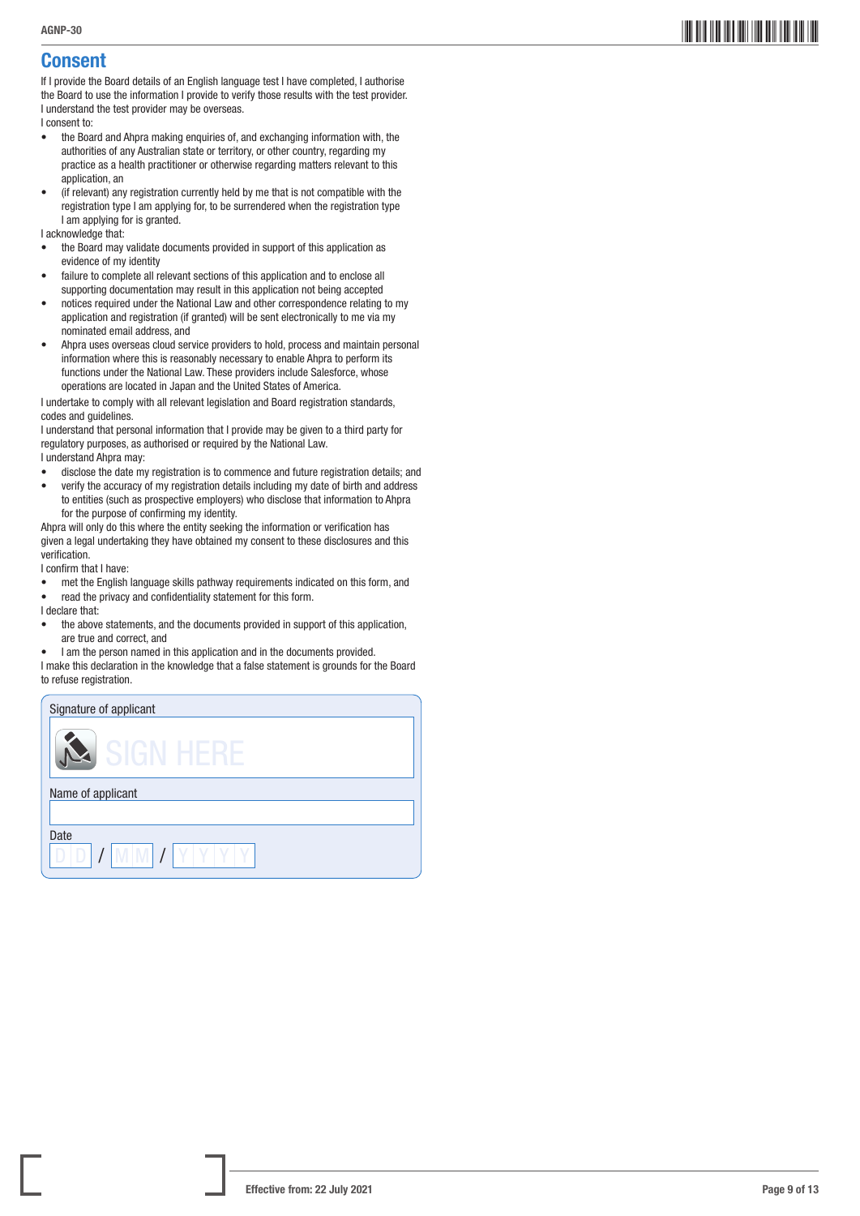## Consent

If I provide the Board details of an English language test I have completed, I authorise the Board to use the information I provide to verify those results with the test provider. I understand the test provider may be overseas.

I consent to:

- the Board and Ahpra making enquiries of, and exchanging information with, the authorities of any Australian state or territory, or other country, regarding my practice as a health practitioner or otherwise regarding matters relevant to this application, an
- (if relevant) any registration currently held by me that is not compatible with the registration type I am applying for, to be surrendered when the registration type I am applying for is granted.

I acknowledge that:

- the Board may validate documents provided in support of this application as evidence of my identity
- failure to complete all relevant sections of this application and to enclose all supporting documentation may result in this application not being accepted
- notices required under the National Law and other correspondence relating to my application and registration (if granted) will be sent electronically to me via my nominated email address, and
- Ahpra uses overseas cloud service providers to hold, process and maintain personal information where this is reasonably necessary to enable Ahpra to perform its functions under the National Law. These providers include Salesforce, whose operations are located in Japan and the United States of America.

I undertake to comply with all relevant legislation and Board registration standards, codes and guidelines.

I understand that personal information that I provide may be given to a third party for regulatory purposes, as authorised or required by the National Law.

I understand Ahpra may:

- disclose the date my registration is to commence and future registration details; and
- verify the accuracy of my registration details including my date of birth and address to entities (such as prospective employers) who disclose that information to Ahpra for the purpose of confirming my identity.

Ahpra will only do this where the entity seeking the information or verification has given a legal undertaking they have obtained my consent to these disclosures and this verification.

I confirm that I have:

- met the English language skills pathway requirements indicated on this form, and
- read the privacy and confidentiality statement for this form.

I declare that:

- the above statements, and the documents provided in support of this application, are true and correct, and
- I am the person named in this application and in the documents provided.

I make this declaration in the knowledge that a false statement is grounds for the Board to refuse registration.

Signature of applicant

SIGN HERE

Name of applicant

Date

DD / MM / YYYY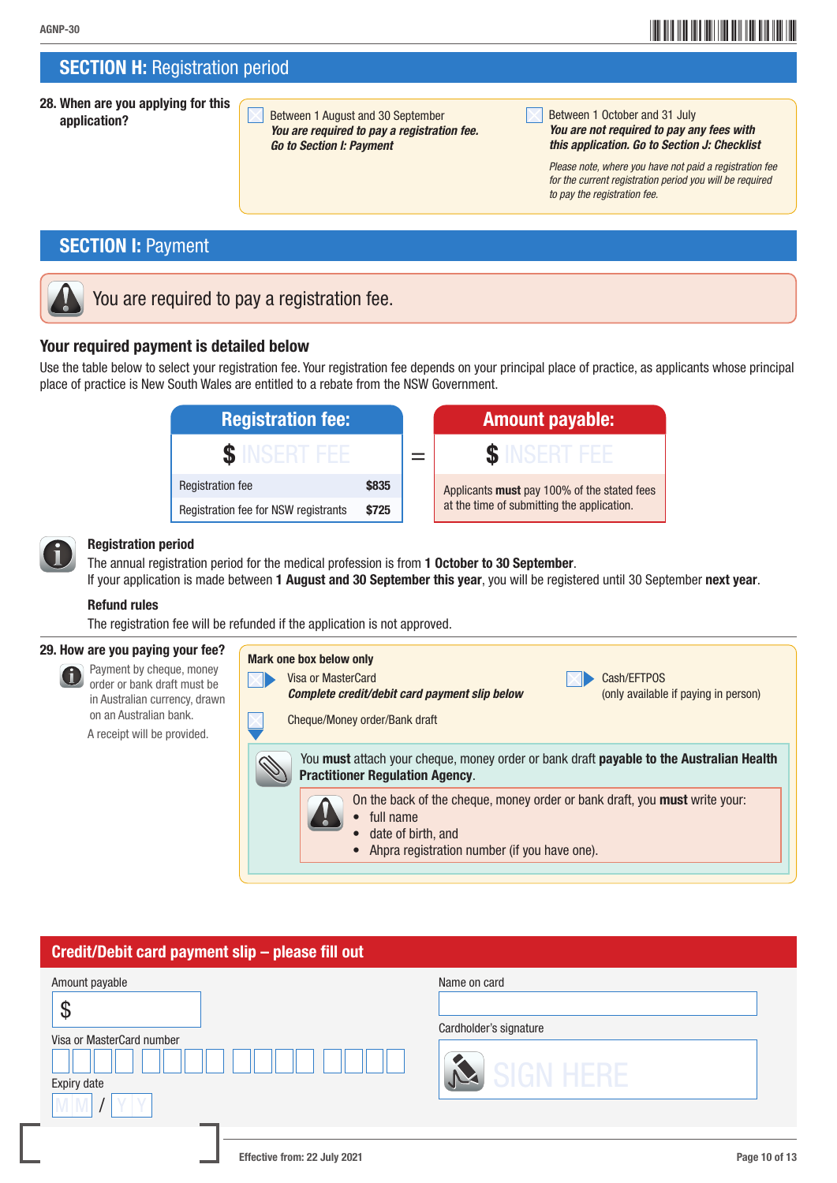## SECTION H: Registration period

**28. When are you applying for this application?**

☐ Between 1 August and 30 September
***You are required to pay a registration fee. Go to Section I: Payment***

☐ Between 1 October and 31 July
***You are not required to pay any fees with this application. Go to Section J: Checklist***

*Please note, where you have not paid a registration fee for the current registration period you will be required to pay the registration fee.*

## SECTION I: Payment

You are required to pay a registration fee.

### Your required payment is detailed below

Use the table below to select your registration fee. Your registration fee depends on your principal place of practice, as applicants whose principal place of practice is New South Wales are entitled to a rebate from the NSW Government.

| Registration fee: | | | Amount payable: |
|---|---|---|---|
| $ INSERT FEE | | = | $ INSERT FEE |
| Registration fee | $835 | | Applicants **must** pay 100% of the stated fees at the time of submitting the application. |
| Registration fee for NSW registrants | $725 | | |

**Registration period**

The annual registration period for the medical profession is from **1 October to 30 September**.
If your application is made between **1 August and 30 September this year**, you will be registered until 30 September **next year**.

**Refund rules**

The registration fee will be refunded if the application is not approved.

**29. How are you paying your fee?**

Payment by cheque, money order or bank draft must be in Australian currency, drawn on an Australian bank.

A receipt will be provided.

**Mark one box below only**

☐ Visa or MasterCard
***Complete credit/debit card payment slip below***

☐ Cash/EFTPOS
(only available if paying in person)

☐ Cheque/Money order/Bank draft

You **must** attach your cheque, money order or bank draft **payable to the Australian Health Practitioner Regulation Agency**.

On the back of the cheque, money order or bank draft, you **must** write your:

- full name
- date of birth, and
- Ahpra registration number (if you have one).

## Credit/Debit card payment slip – please fill out

Amount payable
$

Visa or MasterCard number

Expiry date
MM / YY

Name on card

Cardholder's signature
SIGN HERE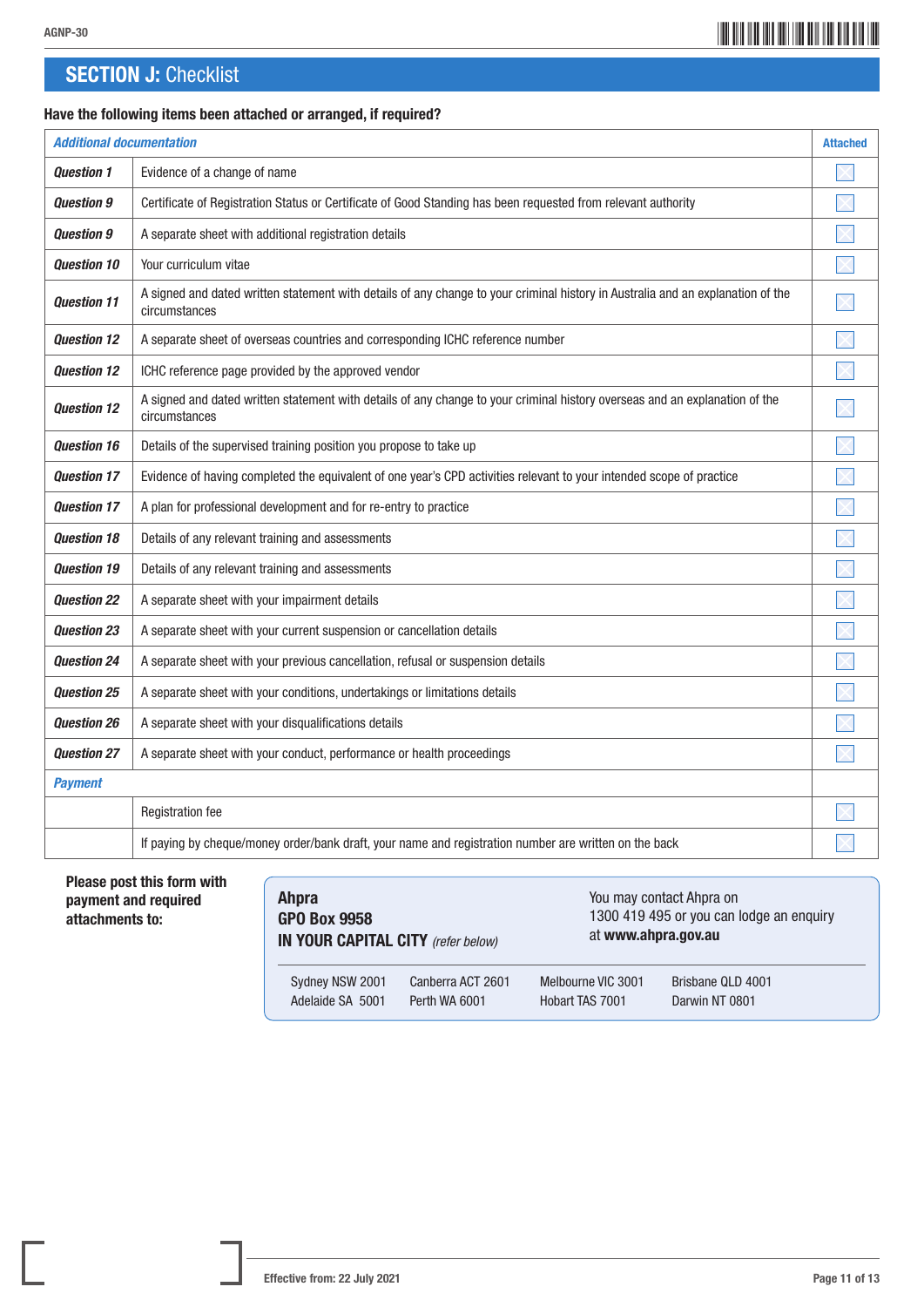## SECTION J: Checklist

**Have the following items been attached or arranged, if required?**

| *Additional documentation* | | Attached |
|---|---|---|
| *Question 1* | Evidence of a change of name | ☐ |
| *Question 9* | Certificate of Registration Status or Certificate of Good Standing has been requested from relevant authority | ☐ |
| *Question 9* | A separate sheet with additional registration details | ☐ |
| *Question 10* | Your curriculum vitae | ☐ |
| *Question 11* | A signed and dated written statement with details of any change to your criminal history in Australia and an explanation of the circumstances | ☐ |
| *Question 12* | A separate sheet of overseas countries and corresponding ICHC reference number | ☐ |
| *Question 12* | ICHC reference page provided by the approved vendor | ☐ |
| *Question 12* | A signed and dated written statement with details of any change to your criminal history overseas and an explanation of the circumstances | ☐ |
| *Question 16* | Details of the supervised training position you propose to take up | ☐ |
| *Question 17* | Evidence of having completed the equivalent of one year's CPD activities relevant to your intended scope of practice | ☐ |
| *Question 17* | A plan for professional development and for re-entry to practice | ☐ |
| *Question 18* | Details of any relevant training and assessments | ☐ |
| *Question 19* | Details of any relevant training and assessments | ☐ |
| *Question 22* | A separate sheet with your impairment details | ☐ |
| *Question 23* | A separate sheet with your current suspension or cancellation details | ☐ |
| *Question 24* | A separate sheet with your previous cancellation, refusal or suspension details | ☐ |
| *Question 25* | A separate sheet with your conditions, undertakings or limitations details | ☐ |
| *Question 26* | A separate sheet with your disqualifications details | ☐ |
| *Question 27* | A separate sheet with your conduct, performance or health proceedings | ☐ |
| *Payment* | | |
| | Registration fee | ☐ |
| | If paying by cheque/money order/bank draft, your name and registration number are written on the back | ☐ |

**Please post this form with payment and required attachments to:**

**Ahpra**
**GPO Box 9958**
**IN YOUR CAPITAL CITY** *(refer below)*

You may contact Ahpra on 1300 419 495 or you can lodge an enquiry at **www.ahpra.gov.au**

| | | | |
|---|---|---|---|
| Sydney NSW 2001 | Canberra ACT 2601 | Melbourne VIC 3001 | Brisbane QLD 4001 |
| Adelaide SA 5001 | Perth WA 6001 | Hobart TAS 7001 | Darwin NT 0801 |

**Effective from: 22 July 2021**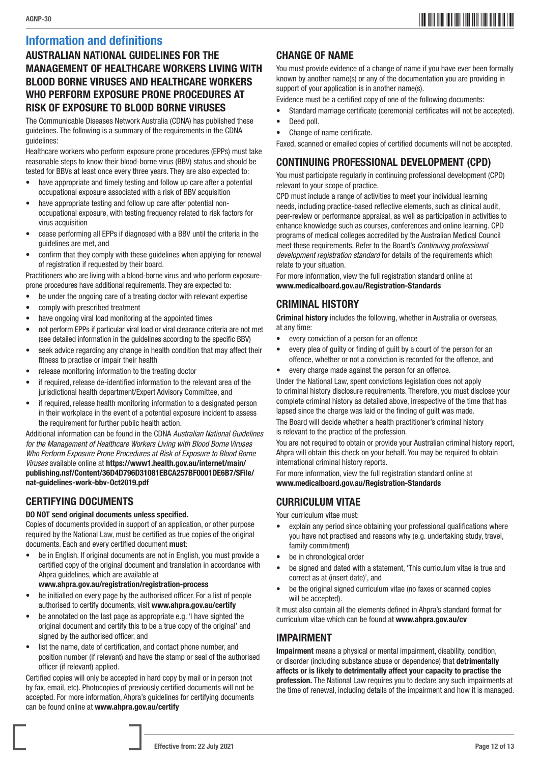# Information and definitions

## AUSTRALIAN NATIONAL GUIDELINES FOR THE MANAGEMENT OF HEALTHCARE WORKERS LIVING WITH BLOOD BORNE VIRUSES AND HEALTHCARE WORKERS WHO PERFORM EXPOSURE PRONE PROCEDURES AT RISK OF EXPOSURE TO BLOOD BORNE VIRUSES

The Communicable Diseases Network Australia (CDNA) has published these guidelines. The following is a summary of the requirements in the CDNA guidelines:

Healthcare workers who perform exposure prone procedures (EPPs) must take reasonable steps to know their blood-borne virus (BBV) status and should be tested for BBVs at least once every three years. They are also expected to:

- have appropriate and timely testing and follow up care after a potential occupational exposure associated with a risk of BBV acquisition
- have appropriate testing and follow up care after potential non-occupational exposure, with testing frequency related to risk factors for virus acquisition
- cease performing all EPPs if diagnosed with a BBV until the criteria in the guidelines are met, and
- confirm that they comply with these guidelines when applying for renewal of registration if requested by their board.

Practitioners who are living with a blood-borne virus and who perform exposure-prone procedures have additional requirements. They are expected to:

- be under the ongoing care of a treating doctor with relevant expertise
- comply with prescribed treatment
- have ongoing viral load monitoring at the appointed times
- not perform EPPs if particular viral load or viral clearance criteria are not met (see detailed information in the guidelines according to the specific BBV)
- seek advice regarding any change in health condition that may affect their fitness to practise or impair their health
- release monitoring information to the treating doctor
- if required, release de-identified information to the relevant area of the jurisdictional health department/Expert Advisory Committee, and
- if required, release health monitoring information to a designated person in their workplace in the event of a potential exposure incident to assess the requirement for further public health action.

Additional information can be found in the CDNA *Australian National Guidelines for the Management of Healthcare Workers Living with Blood Borne Viruses Who Perform Exposure Prone Procedures at Risk of Exposure to Blood Borne Viruses* available online at **https://www1.health.gov.au/internet/main/publishing.nsf/Content/36D4D796D31081EBCA257BF0001DE6B7/$File/nat-guidelines-work-bbv-Oct2019.pdf**

## CERTIFYING DOCUMENTS

**DO NOT send original documents unless specified.**

Copies of documents provided in support of an application, or other purpose required by the National Law, must be certified as true copies of the original documents. Each and every certified document **must**:

- be in English. If original documents are not in English, you must provide a certified copy of the original document and translation in accordance with Ahpra guidelines, which are available at **www.ahpra.gov.au/registration/registration-process**
- be initialled on every page by the authorised officer. For a list of people authorised to certify documents, visit **www.ahpra.gov.au/certify**
- be annotated on the last page as appropriate e.g. 'I have sighted the original document and certify this to be a true copy of the original' and signed by the authorised officer, and
- list the name, date of certification, and contact phone number, and position number (if relevant) and have the stamp or seal of the authorised officer (if relevant) applied.

Certified copies will only be accepted in hard copy by mail or in person (not by fax, email, etc). Photocopies of previously certified documents will not be accepted. For more information, Ahpra's guidelines for certifying documents can be found online at **www.ahpra.gov.au/certify**

## CHANGE OF NAME

You must provide evidence of a change of name if you have ever been formally known by another name(s) or any of the documentation you are providing in support of your application is in another name(s).

Evidence must be a certified copy of one of the following documents:

- Standard marriage certificate (ceremonial certificates will not be accepted).
- Deed poll.
- Change of name certificate.

Faxed, scanned or emailed copies of certified documents will not be accepted.

## CONTINUING PROFESSIONAL DEVELOPMENT (CPD)

You must participate regularly in continuing professional development (CPD) relevant to your scope of practice.

CPD must include a range of activities to meet your individual learning needs, including practice-based reflective elements, such as clinical audit, peer-review or performance appraisal, as well as participation in activities to enhance knowledge such as courses, conferences and online learning. CPD programs of medical colleges accredited by the Australian Medical Council meet these requirements. Refer to the Board's *Continuing professional development registration standard* for details of the requirements which relate to your situation.

For more information, view the full registration standard online at **www.medicalboard.gov.au/Registration-Standards**

## CRIMINAL HISTORY

**Criminal history** includes the following, whether in Australia or overseas, at any time:

- every conviction of a person for an offence
- every plea of guilty or finding of guilt by a court of the person for an offence, whether or not a conviction is recorded for the offence, and
- every charge made against the person for an offence.

Under the National Law, spent convictions legislation does not apply to criminal history disclosure requirements. Therefore, you must disclose your complete criminal history as detailed above, irrespective of the time that has lapsed since the charge was laid or the finding of guilt was made.

The Board will decide whether a health practitioner's criminal history is relevant to the practice of the profession.

You are not required to obtain or provide your Australian criminal history report, Ahpra will obtain this check on your behalf. You may be required to obtain international criminal history reports.

For more information, view the full registration standard online at **www.medicalboard.gov.au/Registration-Standards**

## CURRICULUM VITAE

Your curriculum vitae must:

- explain any period since obtaining your professional qualifications where you have not practised and reasons why (e.g. undertaking study, travel, family commitment)
- be in chronological order
- be signed and dated with a statement, 'This curriculum vitae is true and correct as at (insert date)', and
- be the original signed curriculum vitae (no faxes or scanned copies will be accepted).

It must also contain all the elements defined in Ahpra's standard format for curriculum vitae which can be found at **www.ahpra.gov.au/cv**

## IMPAIRMENT

**Impairment** means a physical or mental impairment, disability, condition, or disorder (including substance abuse or dependence) that **detrimentally affects or is likely to detrimentally affect your capacity to practise the profession.** The National Law requires you to declare any such impairments at the time of renewal, including details of the impairment and how it is managed.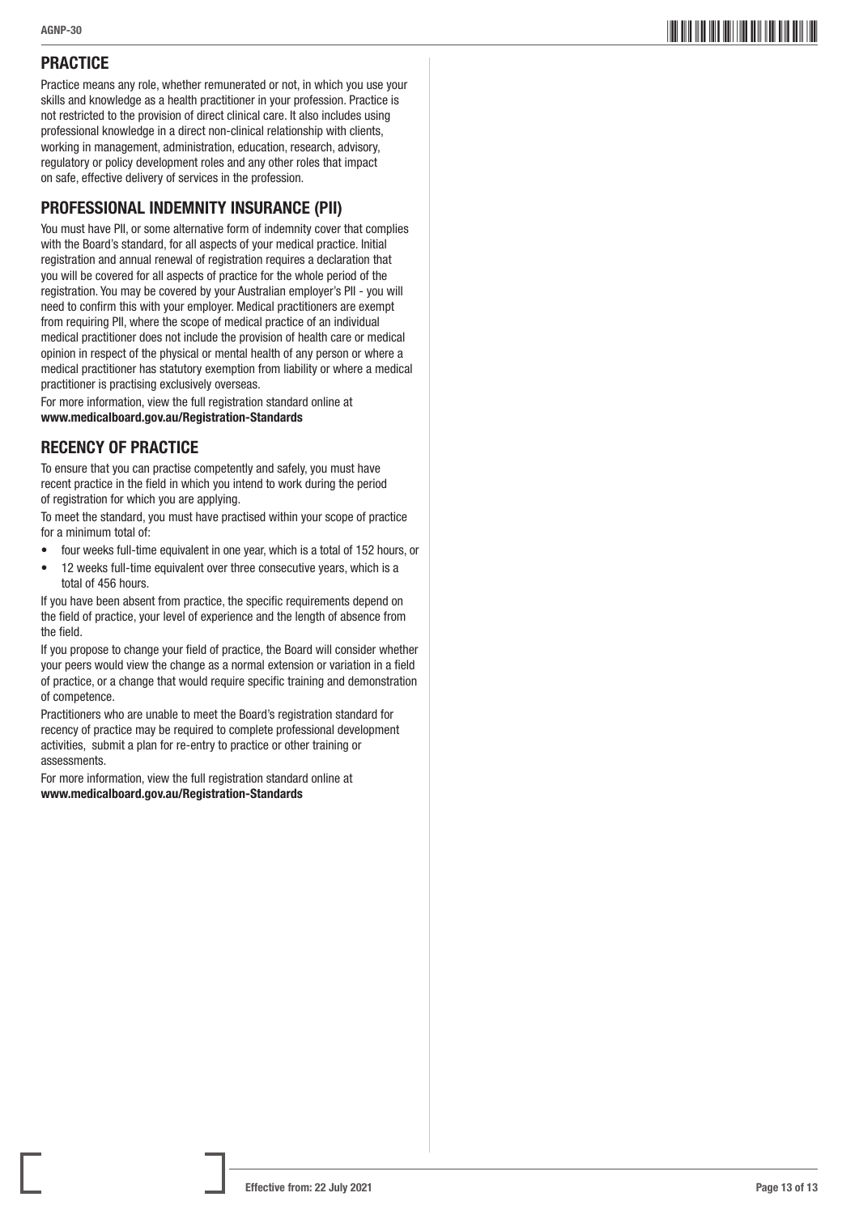## PRACTICE

Practice means any role, whether remunerated or not, in which you use your skills and knowledge as a health practitioner in your profession. Practice is not restricted to the provision of direct clinical care. It also includes using professional knowledge in a direct non-clinical relationship with clients, working in management, administration, education, research, advisory, regulatory or policy development roles and any other roles that impact on safe, effective delivery of services in the profession.

## PROFESSIONAL INDEMNITY INSURANCE (PII)

You must have PII, or some alternative form of indemnity cover that complies with the Board's standard, for all aspects of your medical practice. Initial registration and annual renewal of registration requires a declaration that you will be covered for all aspects of practice for the whole period of the registration. You may be covered by your Australian employer's PII - you will need to confirm this with your employer. Medical practitioners are exempt from requiring PII, where the scope of medical practice of an individual medical practitioner does not include the provision of health care or medical opinion in respect of the physical or mental health of any person or where a medical practitioner has statutory exemption from liability or where a medical practitioner is practising exclusively overseas.

For more information, view the full registration standard online at **www.medicalboard.gov.au/Registration-Standards**

## RECENCY OF PRACTICE

To ensure that you can practise competently and safely, you must have recent practice in the field in which you intend to work during the period of registration for which you are applying.

To meet the standard, you must have practised within your scope of practice for a minimum total of:

- four weeks full-time equivalent in one year, which is a total of 152 hours, or
- 12 weeks full-time equivalent over three consecutive years, which is a total of 456 hours.

If you have been absent from practice, the specific requirements depend on the field of practice, your level of experience and the length of absence from the field.

If you propose to change your field of practice, the Board will consider whether your peers would view the change as a normal extension or variation in a field of practice, or a change that would require specific training and demonstration of competence.

Practitioners who are unable to meet the Board's registration standard for recency of practice may be required to complete professional development activities, submit a plan for re-entry to practice or other training or assessments.

For more information, view the full registration standard online at **www.medicalboard.gov.au/Registration-Standards**